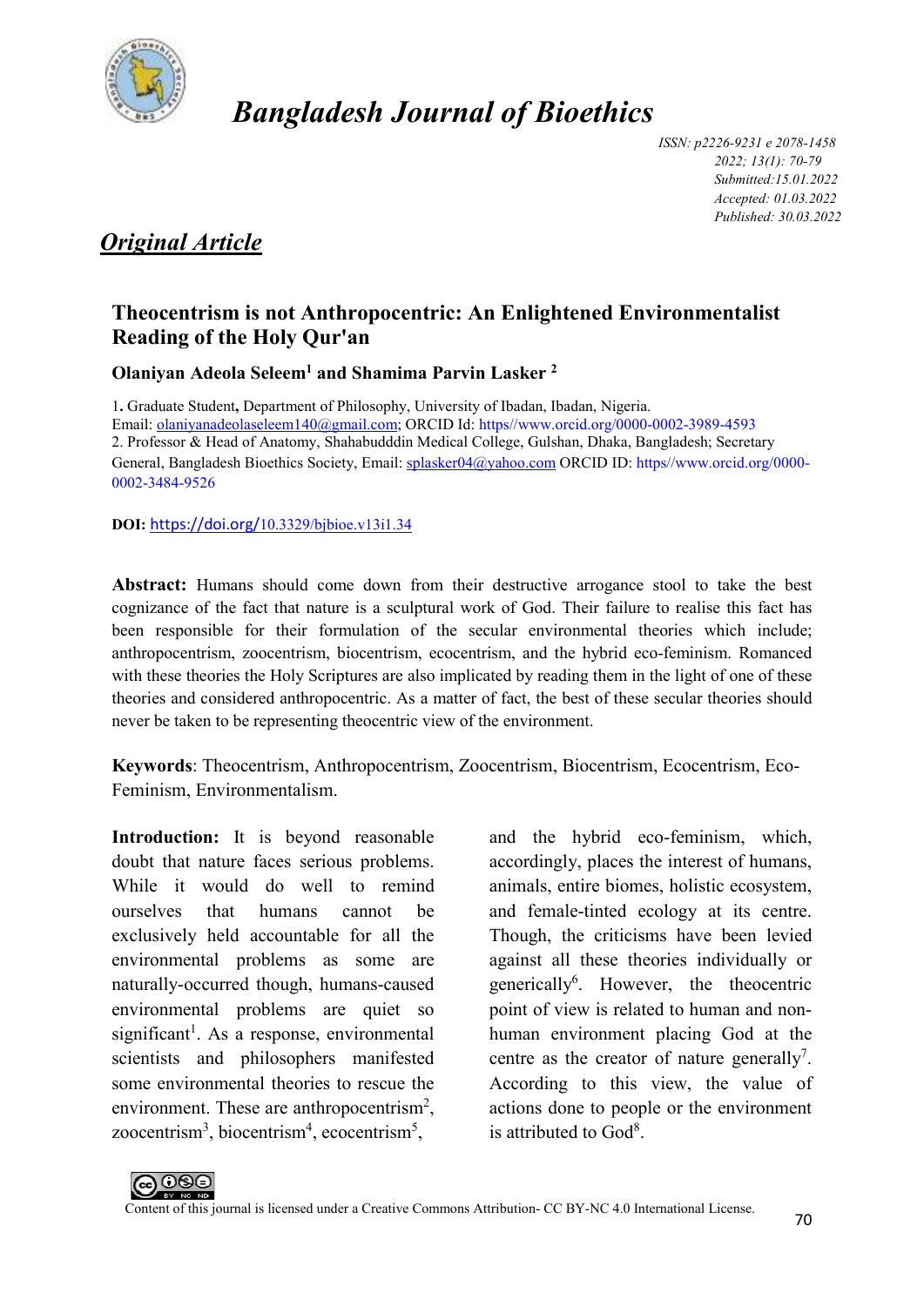# Bangladesh Journal of Bioethics

*ISSN: p2226-9231 e 2078-1458*
*2022; 13(1): 70-79*
*Submitted:15.01.2022*
*Accepted: 01.03.2022*
*Published: 30.03.2022*

## *Original Article*

## Theocentrism is not Anthropocentric: An Enlightened Environmentalist Reading of the Holy Qur'an

**Olaniyan Adeola Seleem[1] and Shamima Parvin Lasker [2]**

1. Graduate Student, Department of Philosophy, University of Ibadan, Ibadan, Nigeria. Email: olaniyanadeolaseleem140@gmail.com; ORCID Id: https//www.orcid.org/0000-0002-3989-4593
2. Professor & Head of Anatomy, Shahabudddin Medical College, Gulshan, Dhaka, Bangladesh; Secretary General, Bangladesh Bioethics Society, Email: splasker04@yahoo.com ORCID ID: https//www.orcid.org/0000-0002-3484-9526

**DOI:** https://doi.org/10.3329/bjbioe.v13i1.34

**Abstract:** Humans should come down from their destructive arrogance stool to take the best cognizance of the fact that nature is a sculptural work of God. Their failure to realise this fact has been responsible for their formulation of the secular environmental theories which include; anthropocentrism, zoocentrism, biocentrism, ecocentrism, and the hybrid eco-feminism. Romanced with these theories the Holy Scriptures are also implicated by reading them in the light of one of these theories and considered anthropocentric. As a matter of fact, the best of these secular theories should never be taken to be representing theocentric view of the environment.

**Keywords**: Theocentrism, Anthropocentrism, Zoocentrism, Biocentrism, Ecocentrism, Eco-Feminism, Environmentalism.

**Introduction:** It is beyond reasonable doubt that nature faces serious problems. While it would do well to remind ourselves that humans cannot be exclusively held accountable for all the environmental problems as some are naturally-occurred though, humans-caused environmental problems are quiet so significant[1]. As a response, environmental scientists and philosophers manifested some environmental theories to rescue the environment. These are anthropocentrism[2], zoocentrism[3], biocentrism[4], ecocentrism[5], and the hybrid eco-feminism, which, accordingly, places the interest of humans, animals, entire biomes, holistic ecosystem, and female-tinted ecology at its centre. Though, the criticisms have been levied against all these theories individually or generically[6]. However, the theocentric point of view is related to human and non-human environment placing God at the centre as the creator of nature generally[7]. According to this view, the value of actions done to people or the environment is attributed to God[8].

Content of this journal is licensed under a Creative Commons Attribution- CC BY-NC 4.0 International License.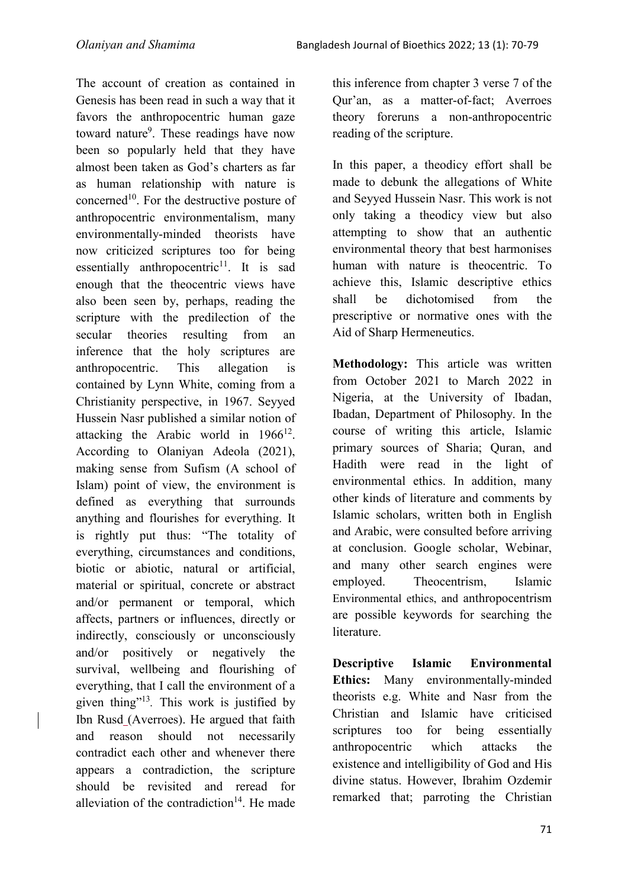The account of creation as contained in Genesis has been read in such a way that it favors the anthropocentric human gaze toward nature[9]. These readings have now been so popularly held that they have almost been taken as God's charters as far as human relationship with nature is concerned[10]. For the destructive posture of anthropocentric environmentalism, many environmentally-minded theorists have now criticized scriptures too for being essentially anthropocentric[11]. It is sad enough that the theocentric views have also been seen by, perhaps, reading the scripture with the predilection of the secular theories resulting from an inference that the holy scriptures are anthropocentric. This allegation is contained by Lynn White, coming from a Christianity perspective, in 1967. Seyyed Hussein Nasr published a similar notion of attacking the Arabic world in 1966[12]. According to Olaniyan Adeola (2021), making sense from Sufism (A school of Islam) point of view, the environment is defined as everything that surrounds anything and flourishes for everything. It is rightly put thus: "The totality of everything, circumstances and conditions, biotic or abiotic, natural or artificial, material or spiritual, concrete or abstract and/or permanent or temporal, which affects, partners or influences, directly or indirectly, consciously or unconsciously and/or positively or negatively the survival, wellbeing and flourishing of everything, that I call the environment of a given thing"[13]. This work is justified by Ibn Rusd (Averroes). He argued that faith and reason should not necessarily contradict each other and whenever there appears a contradiction, the scripture should be revisited and reread for alleviation of the contradiction[14]. He made this inference from chapter 3 verse 7 of the Qur'an, as a matter-of-fact; Averroes theory foreruns a non-anthropocentric reading of the scripture.

In this paper, a theodicy effort shall be made to debunk the allegations of White and Seyyed Hussein Nasr. This work is not only taking a theodicy view but also attempting to show that an authentic environmental theory that best harmonises human with nature is theocentric. To achieve this, Islamic descriptive ethics shall be dichotomised from the prescriptive or normative ones with the Aid of Sharp Hermeneutics.

**Methodology:** This article was written from October 2021 to March 2022 in Nigeria, at the University of Ibadan, Ibadan, Department of Philosophy. In the course of writing this article, Islamic primary sources of Sharia; Quran, and Hadith were read in the light of environmental ethics. In addition, many other kinds of literature and comments by Islamic scholars, written both in English and Arabic, were consulted before arriving at conclusion. Google scholar, Webinar, and many other search engines were employed. Theocentrism, Islamic Environmental ethics, and anthropocentrism are possible keywords for searching the literature.

**Descriptive Islamic Environmental Ethics:** Many environmentally-minded theorists e.g. White and Nasr from the Christian and Islamic have criticised scriptures too for being essentially anthropocentric which attacks the existence and intelligibility of God and His divine status. However, Ibrahim Ozdemir remarked that; parroting the Christian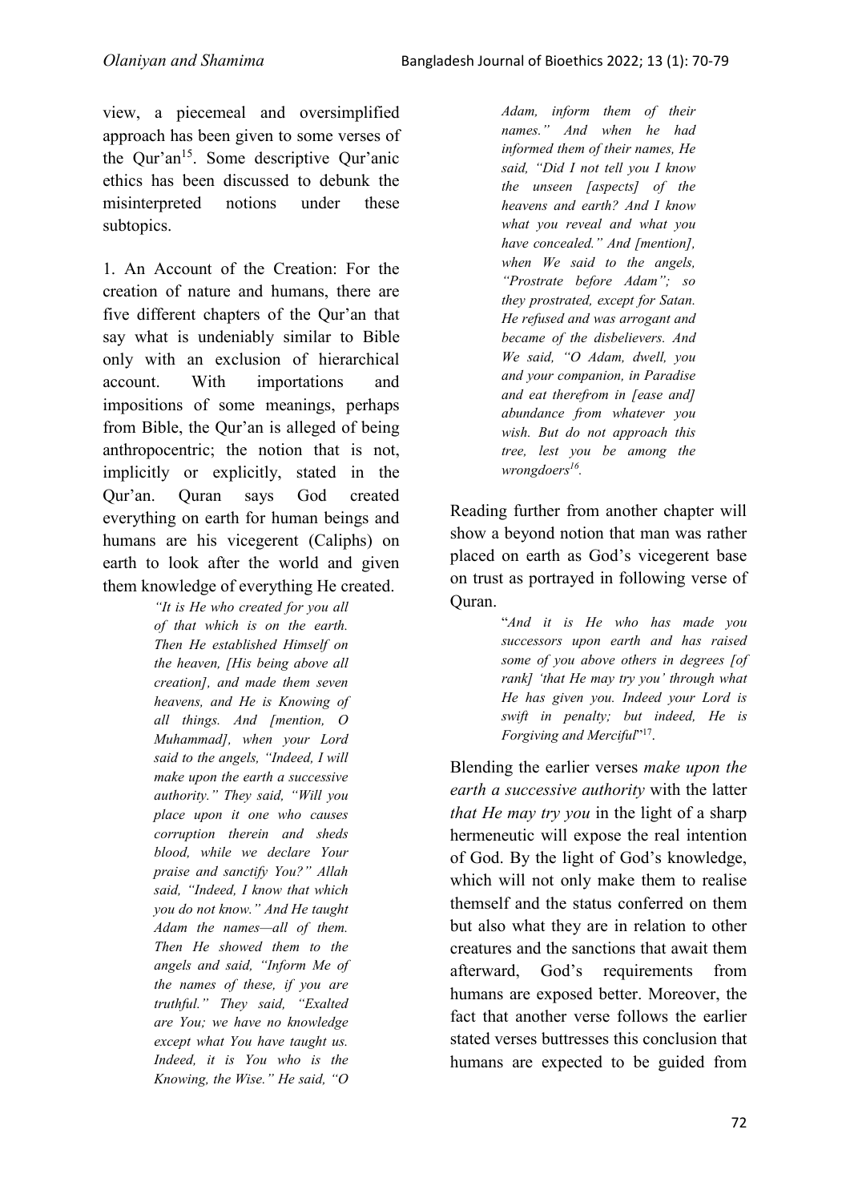view, a piecemeal and oversimplified approach has been given to some verses of the Qur'an[15]. Some descriptive Qur'anic ethics has been discussed to debunk the misinterpreted notions under these subtopics.

1. An Account of the Creation: For the creation of nature and humans, there are five different chapters of the Qur'an that say what is undeniably similar to Bible only with an exclusion of hierarchical account. With importations and impositions of some meanings, perhaps from Bible, the Qur'an is alleged of being anthropocentric; the notion that is not, implicitly or explicitly, stated in the Qur'an. Quran says God created everything on earth for human beings and humans are his vicegerent (Caliphs) on earth to look after the world and given them knowledge of everything He created.

> *"It is He who created for you all of that which is on the earth. Then He established Himself on the heaven, [His being above all creation], and made them seven heavens, and He is Knowing of all things. And [mention, O Muhammad], when your Lord said to the angels, "Indeed, I will make upon the earth a successive authority." They said, "Will you place upon it one who causes corruption therein and sheds blood, while we declare Your praise and sanctify You?" Allah said, "Indeed, I know that which you do not know." And He taught Adam the names—all of them. Then He showed them to the angels and said, "Inform Me of the names of these, if you are truthful." They said, "Exalted are You; we have no knowledge except what You have taught us. Indeed, it is You who is the Knowing, the Wise." He said, "O Adam, inform them of their names." And when he had informed them of their names, He said, "Did I not tell you I know the unseen [aspects] of the heavens and earth? And I know what you reveal and what you have concealed." And [mention], when We said to the angels, "Prostrate before Adam"; so they prostrated, except for Satan. He refused and was arrogant and became of the disbelievers. And We said, "O Adam, dwell, you and your companion, in Paradise and eat therefrom in [ease and] abundance from whatever you wish. But do not approach this tree, lest you be among the wrongdoers[16].*

Reading further from another chapter will show a beyond notion that man was rather placed on earth as God's vicegerent base on trust as portrayed in following verse of Quran.

> "*And it is He who has made you successors upon earth and has raised some of you above others in degrees [of rank] 'that He may try you' through what He has given you. Indeed your Lord is swift in penalty; but indeed, He is Forgiving and Merciful*"[17].

Blending the earlier verses *make upon the earth a successive authority* with the latter *that He may try you* in the light of a sharp hermeneutic will expose the real intention of God. By the light of God's knowledge, which will not only make them to realise themself and the status conferred on them but also what they are in relation to other creatures and the sanctions that await them afterward, God's requirements from humans are exposed better. Moreover, the fact that another verse follows the earlier stated verses buttresses this conclusion that humans are expected to be guided from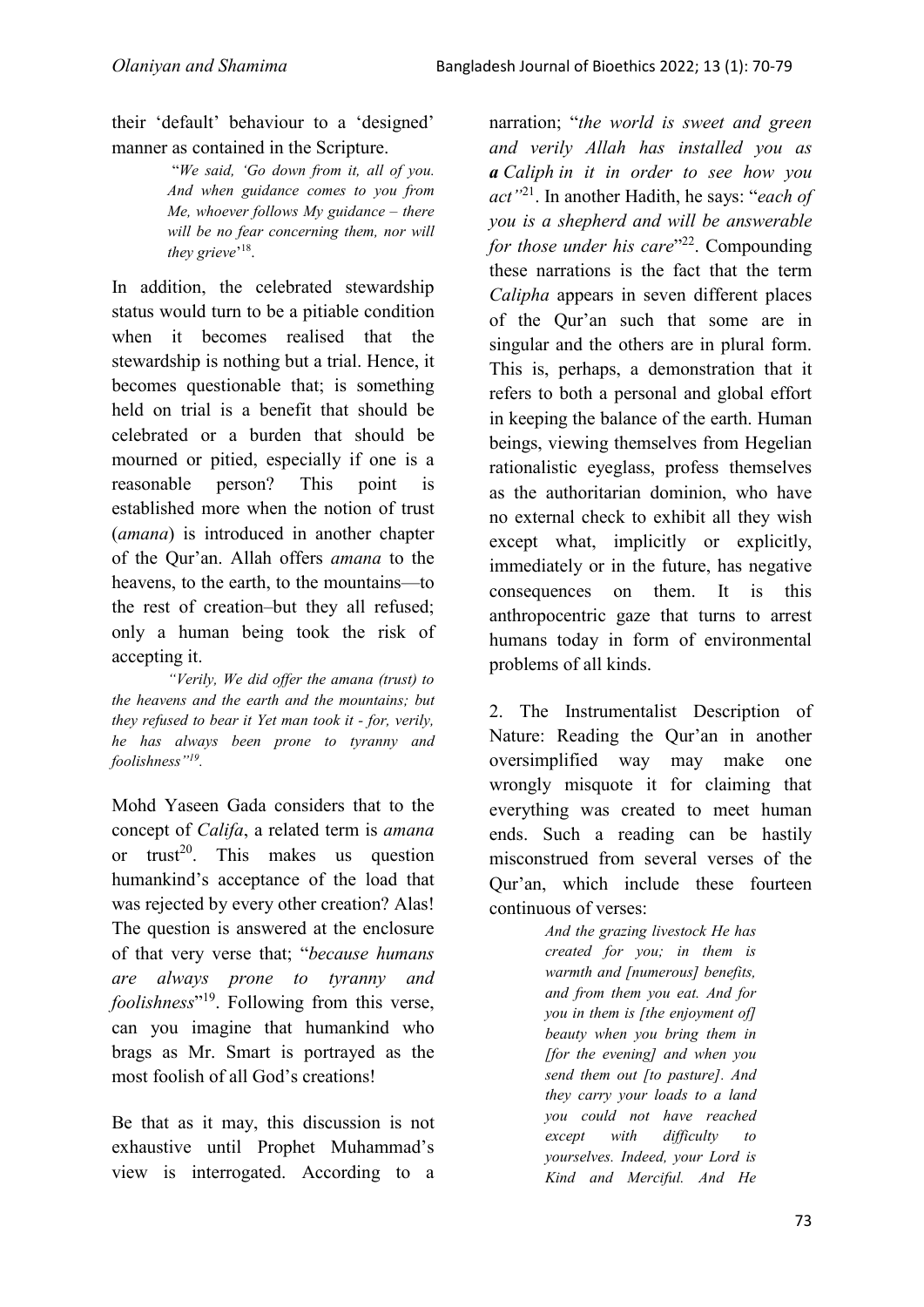their 'default' behaviour to a 'designed' manner as contained in the Scripture.

> "*We said, 'Go down from it, all of you. And when guidance comes to you from Me, whoever follows My guidance – there will be no fear concerning them, nor will they grieve*'[18].

In addition, the celebrated stewardship status would turn to be a pitiable condition when it becomes realised that the stewardship is nothing but a trial. Hence, it becomes questionable that; is something held on trial is a benefit that should be celebrated or a burden that should be mourned or pitied, especially if one is a reasonable person? This point is established more when the notion of trust (*amana*) is introduced in another chapter of the Qur'an. Allah offers *amana* to the heavens, to the earth, to the mountains—to the rest of creation–but they all refused; only a human being took the risk of accepting it.

> *"Verily, We did offer the amana (trust) to the heavens and the earth and the mountains; but they refused to bear it Yet man took it - for, verily, he has always been prone to tyranny and foolishness"[19].*

Mohd Yaseen Gada considers that to the concept of *Califa*, a related term is *amana* or trust[20]. This makes us question humankind's acceptance of the load that was rejected by every other creation? Alas! The question is answered at the enclosure of that very verse that; "*because humans are always prone to tyranny and foolishness*"[19]. Following from this verse, can you imagine that humankind who brags as Mr. Smart is portrayed as the most foolish of all God's creations!

Be that as it may, this discussion is not exhaustive until Prophet Muhammad's view is interrogated. According to a narration; "*the world is sweet and green and verily Allah has installed you as **a** Caliph in it in order to see how you act"*[21]. In another Hadith, he says: "*each of you is a shepherd and will be answerable for those under his care*"[22]. Compounding these narrations is the fact that the term *Calipha* appears in seven different places of the Qur'an such that some are in singular and the others are in plural form. This is, perhaps, a demonstration that it refers to both a personal and global effort in keeping the balance of the earth. Human beings, viewing themselves from Hegelian rationalistic eyeglass, profess themselves as the authoritarian dominion, who have no external check to exhibit all they wish except what, implicitly or explicitly, immediately or in the future, has negative consequences on them. It is this anthropocentric gaze that turns to arrest humans today in form of environmental problems of all kinds.

2. The Instrumentalist Description of Nature: Reading the Qur'an in another oversimplified way may make one wrongly misquote it for claiming that everything was created to meet human ends. Such a reading can be hastily misconstrued from several verses of the Qur'an, which include these fourteen continuous of verses:

> *And the grazing livestock He has created for you; in them is warmth and [numerous] benefits, and from them you eat. And for you in them is [the enjoyment of] beauty when you bring them in [for the evening] and when you send them out [to pasture]. And they carry your loads to a land you could not have reached except with difficulty to yourselves. Indeed, your Lord is Kind and Merciful. And He*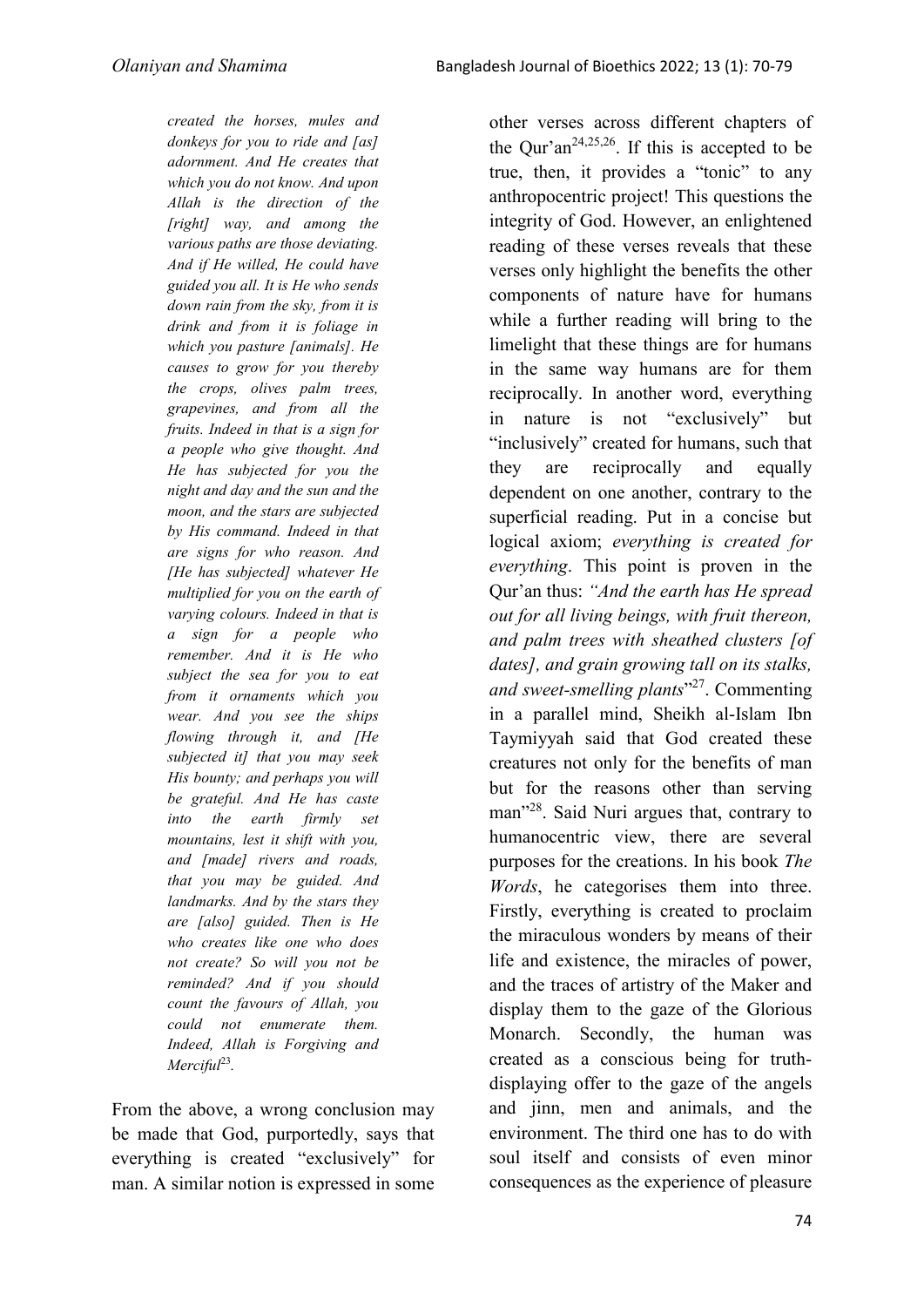> *created the horses, mules and donkeys for you to ride and [as] adornment. And He creates that which you do not know. And upon Allah is the direction of the [right] way, and among the various paths are those deviating. And if He willed, He could have guided you all. It is He who sends down rain from the sky, from it is drink and from it is foliage in which you pasture [animals]. He causes to grow for you thereby the crops, olives palm trees, grapevines, and from all the fruits. Indeed in that is a sign for a people who give thought. And He has subjected for you the night and day and the sun and the moon, and the stars are subjected by His command. Indeed in that are signs for who reason. And [He has subjected] whatever He multiplied for you on the earth of varying colours. Indeed in that is a sign for a people who remember. And it is He who subject the sea for you to eat from it ornaments which you wear. And you see the ships flowing through it, and [He subjected it] that you may seek His bounty; and perhaps you will be grateful. And He has caste into the earth firmly set mountains, lest it shift with you, and [made] rivers and roads, that you may be guided. And landmarks. And by the stars they are [also] guided. Then is He who creates like one who does not create? So will you not be reminded? And if you should count the favours of Allah, you could not enumerate them. Indeed, Allah is Forgiving and Merciful*[23].

From the above, a wrong conclusion may be made that God, purportedly, says that everything is created "exclusively" for man. A similar notion is expressed in some other verses across different chapters of the Qur'an[24,25,26]. If this is accepted to be true, then, it provides a "tonic" to any anthropocentric project! This questions the integrity of God. However, an enlightened reading of these verses reveals that these verses only highlight the benefits the other components of nature have for humans while a further reading will bring to the limelight that these things are for humans in the same way humans are for them reciprocally. In another word, everything in nature is not "exclusively" but "inclusively" created for humans, such that they are reciprocally and equally dependent on one another, contrary to the superficial reading. Put in a concise but logical axiom; *everything is created for everything*. This point is proven in the Qur'an thus: *"And the earth has He spread out for all living beings, with fruit thereon, and palm trees with sheathed clusters [of dates], and grain growing tall on its stalks, and sweet-smelling plants*"[27]. Commenting in a parallel mind, Sheikh al-Islam Ibn Taymiyyah said that God created these creatures not only for the benefits of man but for the reasons other than serving man"[28]. Said Nuri argues that, contrary to humanocentric view, there are several purposes for the creations. In his book *The Words*, he categorises them into three. Firstly, everything is created to proclaim the miraculous wonders by means of their life and existence, the miracles of power, and the traces of artistry of the Maker and display them to the gaze of the Glorious Monarch. Secondly, the human was created as a conscious being for truth-displaying offer to the gaze of the angels and jinn, men and animals, and the environment. The third one has to do with soul itself and consists of even minor consequences as the experience of pleasure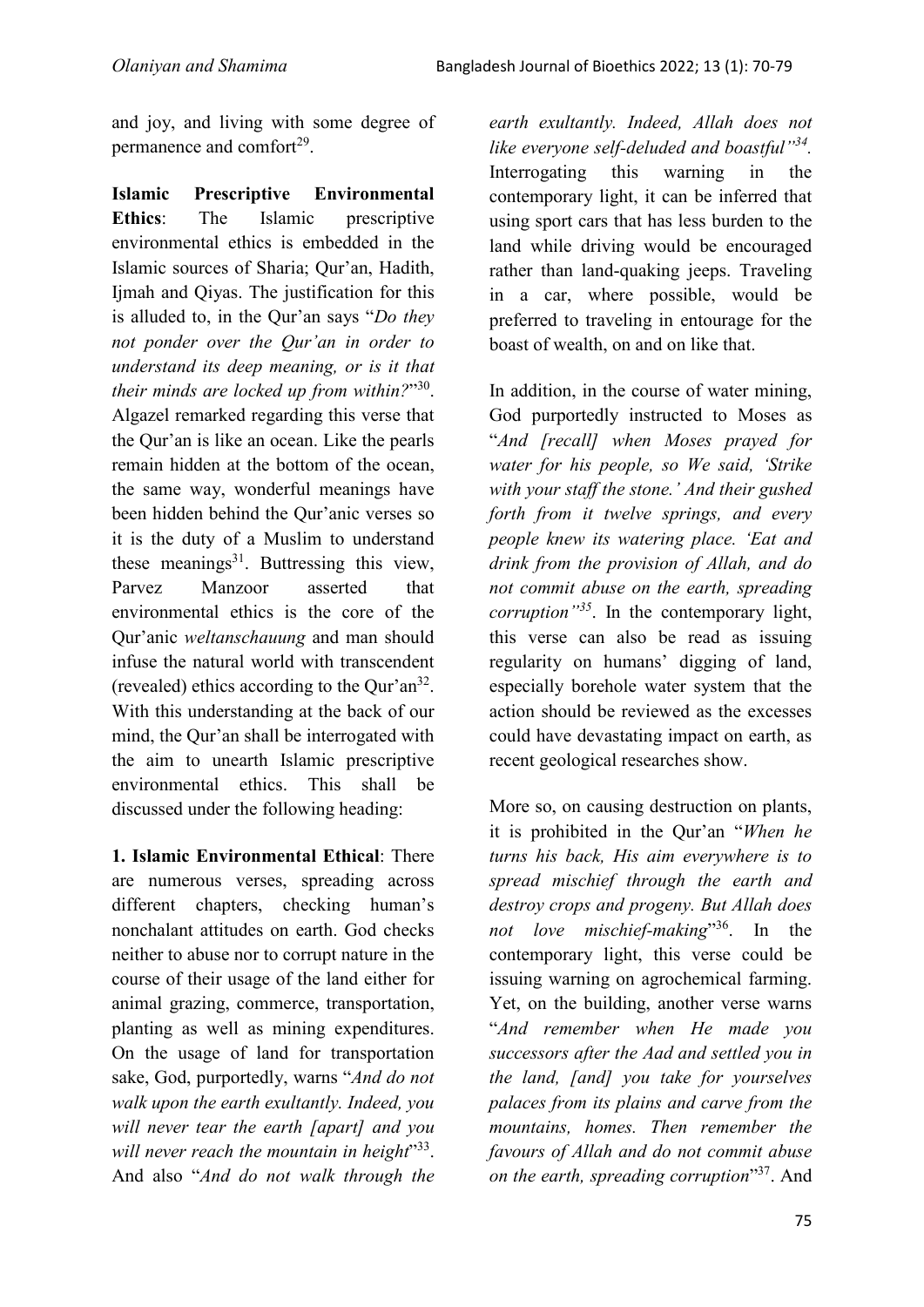and joy, and living with some degree of permanence and comfort[29].

**Islamic Prescriptive Environmental Ethics**: The Islamic prescriptive environmental ethics is embedded in the Islamic sources of Sharia; Qur'an, Hadith, Ijmah and Qiyas. The justification for this is alluded to, in the Qur'an says "*Do they not ponder over the Qur'an in order to understand its deep meaning, or is it that their minds are locked up from within?*"[30]. Algazel remarked regarding this verse that the Qur'an is like an ocean. Like the pearls remain hidden at the bottom of the ocean, the same way, wonderful meanings have been hidden behind the Qur'anic verses so it is the duty of a Muslim to understand these meanings[31]. Buttressing this view, Parvez Manzoor asserted that environmental ethics is the core of the Qur'anic *weltanschauung* and man should infuse the natural world with transcendent (revealed) ethics according to the Qur'an[32]. With this understanding at the back of our mind, the Qur'an shall be interrogated with the aim to unearth Islamic prescriptive environmental ethics. This shall be discussed under the following heading:

**1. Islamic Environmental Ethical**: There are numerous verses, spreading across different chapters, checking human's nonchalant attitudes on earth. God checks neither to abuse nor to corrupt nature in the course of their usage of the land either for animal grazing, commerce, transportation, planting as well as mining expenditures. On the usage of land for transportation sake, God, purportedly, warns "*And do not walk upon the earth exultantly. Indeed, you will never tear the earth [apart] and you will never reach the mountain in height*"[33]. And also "*And do not walk through the earth exultantly. Indeed, Allah does not like everyone self-deluded and boastful"[34]*. Interrogating this warning in the contemporary light, it can be inferred that using sport cars that has less burden to the land while driving would be encouraged rather than land-quaking jeeps. Traveling in a car, where possible, would be preferred to traveling in entourage for the boast of wealth, on and on like that.

In addition, in the course of water mining, God purportedly instructed to Moses as "*And [recall] when Moses prayed for water for his people, so We said, 'Strike with your staff the stone.' And their gushed forth from it twelve springs, and every people knew its watering place. 'Eat and drink from the provision of Allah, and do not commit abuse on the earth, spreading corruption"[35]*. In the contemporary light, this verse can also be read as issuing regularity on humans' digging of land, especially borehole water system that the action should be reviewed as the excesses could have devastating impact on earth, as recent geological researches show.

More so, on causing destruction on plants, it is prohibited in the Qur'an "*When he turns his back, His aim everywhere is to spread mischief through the earth and destroy crops and progeny. But Allah does not love mischief-making*"[36]. In the contemporary light, this verse could be issuing warning on agrochemical farming. Yet, on the building, another verse warns "*And remember when He made you successors after the Aad and settled you in the land, [and] you take for yourselves palaces from its plains and carve from the mountains, homes. Then remember the favours of Allah and do not commit abuse on the earth, spreading corruption*"[37]. And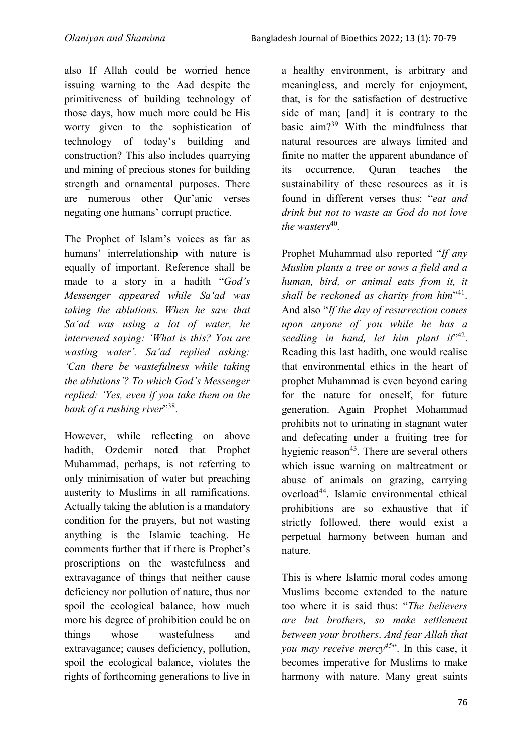also If Allah could be worried hence issuing warning to the Aad despite the primitiveness of building technology of those days, how much more could be His worry given to the sophistication of technology of today's building and construction? This also includes quarrying and mining of precious stones for building strength and ornamental purposes. There are numerous other Qur'anic verses negating one humans' corrupt practice.

The Prophet of Islam's voices as far as humans' interrelationship with nature is equally of important. Reference shall be made to a story in a hadith "*God's Messenger appeared while Sa'ad was taking the ablutions. When he saw that Sa'ad was using a lot of water, he intervened saying: 'What is this? You are wasting water'. Sa'ad replied asking: 'Can there be wastefulness while taking the ablutions'? To which God's Messenger replied: 'Yes, even if you take them on the bank of a rushing river*"[38].

However, while reflecting on above hadith, Ozdemir noted that Prophet Muhammad, perhaps, is not referring to only minimisation of water but preaching austerity to Muslims in all ramifications. Actually taking the ablution is a mandatory condition for the prayers, but not wasting anything is the Islamic teaching. He comments further that if there is Prophet's proscriptions on the wastefulness and extravagance of things that neither cause deficiency nor pollution of nature, thus nor spoil the ecological balance, how much more his degree of prohibition could be on things whose wastefulness and extravagance; causes deficiency, pollution, spoil the ecological balance, violates the rights of forthcoming generations to live in a healthy environment, is arbitrary and meaningless, and merely for enjoyment, that, is for the satisfaction of destructive side of man; [and] it is contrary to the basic aim?[39] With the mindfulness that natural resources are always limited and finite no matter the apparent abundance of its occurrence, Quran teaches the sustainability of these resources as it is found in different verses thus: "*eat and drink but not to waste as God do not love the wasters*[40].

Prophet Muhammad also reported "*If any Muslim plants a tree or sows a field and a human, bird, or animal eats from it, it shall be reckoned as charity from him*"[41]. And also "*If the day of resurrection comes upon anyone of you while he has a seedling in hand, let him plant it*"[42]. Reading this last hadith, one would realise that environmental ethics in the heart of prophet Muhammad is even beyond caring for the nature for oneself, for future generation. Again Prophet Mohammad prohibits not to urinating in stagnant water and defecating under a fruiting tree for hygienic reason[43]. There are several others which issue warning on maltreatment or abuse of animals on grazing, carrying overload[44]. Islamic environmental ethical prohibitions are so exhaustive that if strictly followed, there would exist a perpetual harmony between human and nature.

This is where Islamic moral codes among Muslims become extended to the nature too where it is said thus: "*The believers are but brothers, so make settlement between your brothers*. *And fear Allah that you may receive mercy*[45]". In this case, it becomes imperative for Muslims to make harmony with nature. Many great saints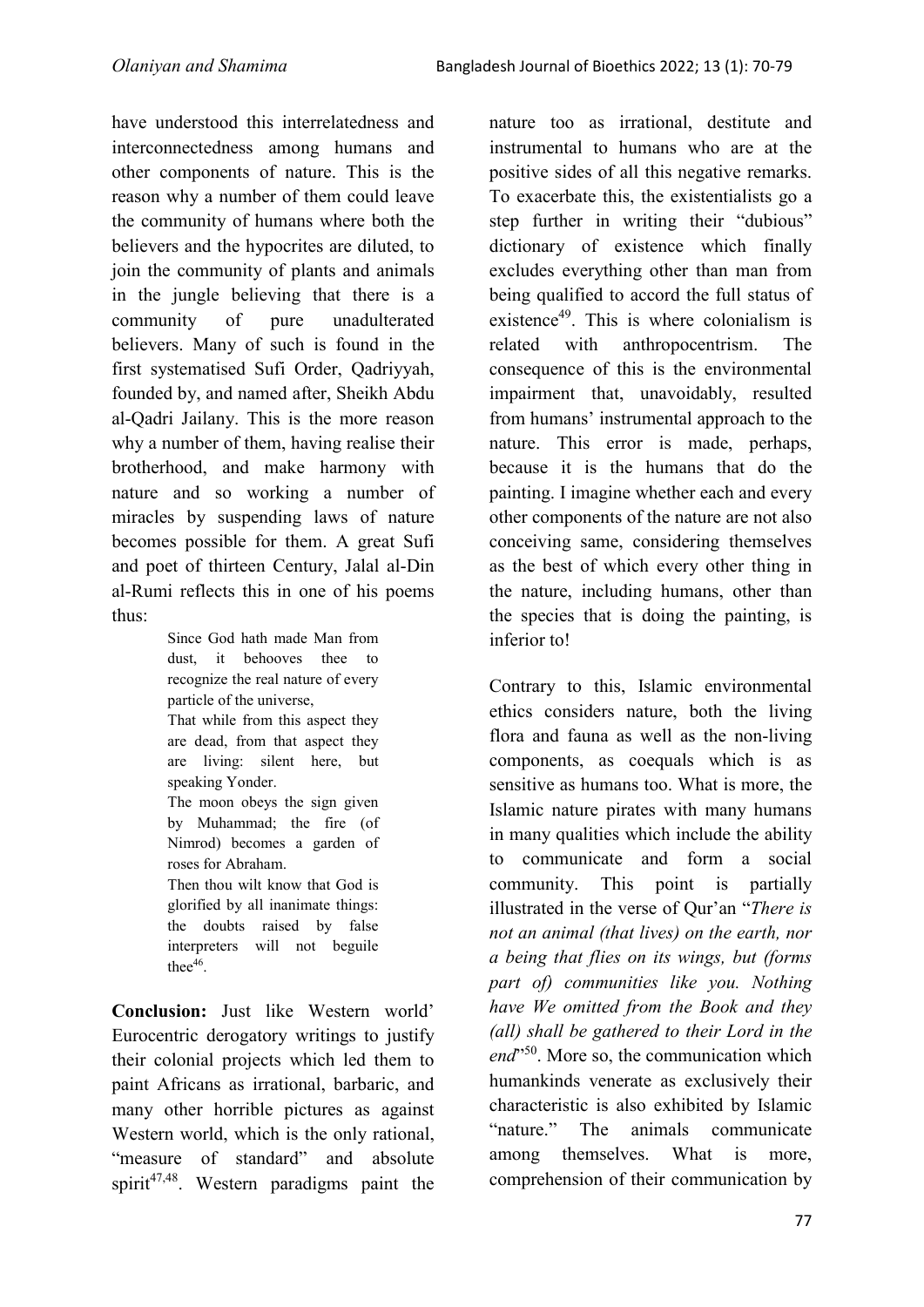have understood this interrelatedness and interconnectedness among humans and other components of nature. This is the reason why a number of them could leave the community of humans where both the believers and the hypocrites are diluted, to join the community of plants and animals in the jungle believing that there is a community of pure unadulterated believers. Many of such is found in the first systematised Sufi Order, Qadriyyah, founded by, and named after, Sheikh Abdu al-Qadri Jailany. This is the more reason why a number of them, having realise their brotherhood, and make harmony with nature and so working a number of miracles by suspending laws of nature becomes possible for them. A great Sufi and poet of thirteen Century, Jalal al-Din al-Rumi reflects this in one of his poems thus:

> Since God hath made Man from dust, it behooves thee to recognize the real nature of every particle of the universe,
> That while from this aspect they are dead, from that aspect they are living: silent here, but speaking Yonder.
> The moon obeys the sign given by Muhammad; the fire (of Nimrod) becomes a garden of roses for Abraham.
> Then thou wilt know that God is glorified by all inanimate things: the doubts raised by false interpreters will not beguile thee[46].

**Conclusion:** Just like Western world' Eurocentric derogatory writings to justify their colonial projects which led them to paint Africans as irrational, barbaric, and many other horrible pictures as against Western world, which is the only rational, "measure of standard" and absolute spirit[47,48]. Western paradigms paint the nature too as irrational, destitute and instrumental to humans who are at the positive sides of all this negative remarks. To exacerbate this, the existentialists go a step further in writing their "dubious" dictionary of existence which finally excludes everything other than man from being qualified to accord the full status of existence[49]. This is where colonialism is related with anthropocentrism. The consequence of this is the environmental impairment that, unavoidably, resulted from humans' instrumental approach to the nature. This error is made, perhaps, because it is the humans that do the painting. I imagine whether each and every other components of the nature are not also conceiving same, considering themselves as the best of which every other thing in the nature, including humans, other than the species that is doing the painting, is inferior to!

Contrary to this, Islamic environmental ethics considers nature, both the living flora and fauna as well as the non-living components, as coequals which is as sensitive as humans too. What is more, the Islamic nature pirates with many humans in many qualities which include the ability to communicate and form a social community. This point is partially illustrated in the verse of Qur'an "*There is not an animal (that lives) on the earth, nor a being that flies on its wings, but (forms part of) communities like you. Nothing have We omitted from the Book and they (all) shall be gathered to their Lord in the end*"[50]. More so, the communication which humankinds venerate as exclusively their characteristic is also exhibited by Islamic "nature." The animals communicate among themselves. What is more, comprehension of their communication by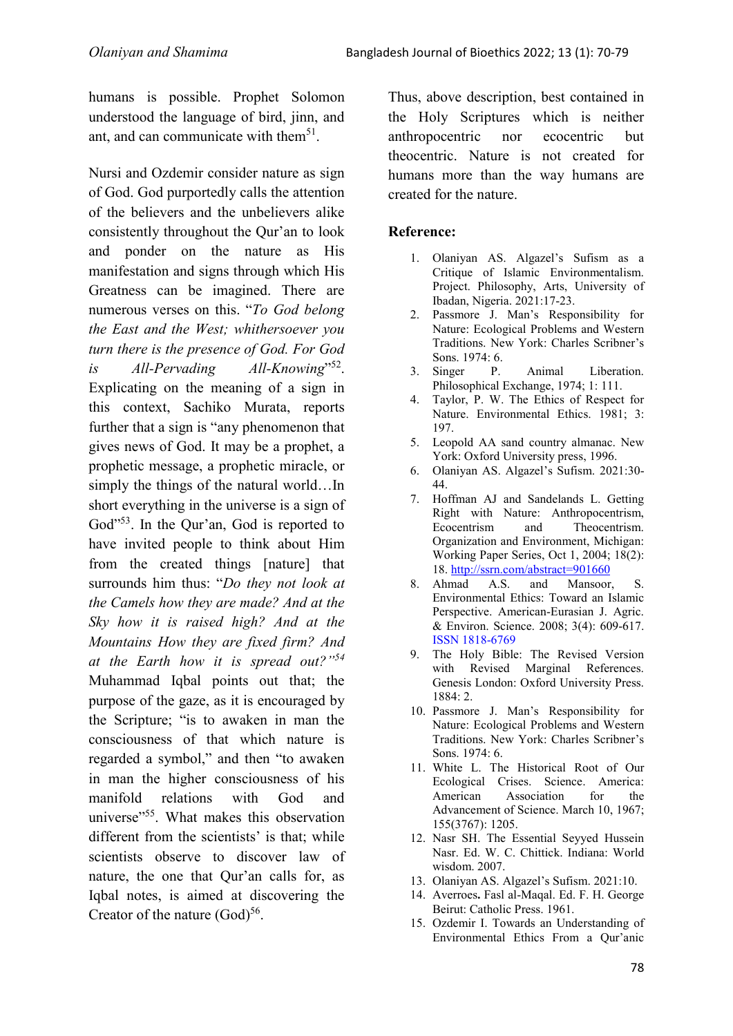humans is possible. Prophet Solomon understood the language of bird, jinn, and ant, and can communicate with them[51].

Nursi and Ozdemir consider nature as sign of God. God purportedly calls the attention of the believers and the unbelievers alike consistently throughout the Qur'an to look and ponder on the nature as His manifestation and signs through which His Greatness can be imagined. There are numerous verses on this. "*To God belong the East and the West; whithersoever you turn there is the presence of God. For God is All-Pervading All-Knowing*"[52]. Explicating on the meaning of a sign in this context, Sachiko Murata, reports further that a sign is "any phenomenon that gives news of God. It may be a prophet, a prophetic message, a prophetic miracle, or simply the things of the natural world…In short everything in the universe is a sign of God"[53]. In the Qur'an, God is reported to have invited people to think about Him from the created things [nature] that surrounds him thus: "*Do they not look at the Camels how they are made? And at the Sky how it is raised high? And at the Mountains How they are fixed firm? And at the Earth how it is spread out?"*[54] Muhammad Iqbal points out that; the purpose of the gaze, as it is encouraged by the Scripture; "is to awaken in man the consciousness of that which nature is regarded a symbol," and then "to awaken in man the higher consciousness of his manifold relations with God and universe"[55]. What makes this observation different from the scientists' is that; while scientists observe to discover law of nature, the one that Qur'an calls for, as Iqbal notes, is aimed at discovering the Creator of the nature (God)[56].

Thus, above description, best contained in the Holy Scriptures which is neither anthropocentric nor ecocentric but theocentric. Nature is not created for humans more than the way humans are created for the nature.

## Reference:

1. Olaniyan AS. Algazel's Sufism as a Critique of Islamic Environmentalism. Project. Philosophy, Arts, University of Ibadan, Nigeria. 2021:17-23.
2. Passmore J. Man's Responsibility for Nature: Ecological Problems and Western Traditions. New York: Charles Scribner's Sons. 1974: 6.
3. Singer P. Animal Liberation. Philosophical Exchange, 1974; 1: 111.
4. Taylor, P. W. The Ethics of Respect for Nature. Environmental Ethics. 1981; 3: 197.
5. Leopold AA sand country almanac. New York: Oxford University press, 1996.
6. Olaniyan AS. Algazel's Sufism. 2021:30-44.
7. Hoffman AJ and Sandelands L. Getting Right with Nature: Anthropocentrism, Ecocentrism and Theocentrism. Organization and Environment, Michigan: Working Paper Series, Oct 1, 2004; 18(2): 18. http://ssrn.com/abstract=901660
8. Ahmad A.S. and Mansoor, S. Environmental Ethics: Toward an Islamic Perspective. American-Eurasian J. Agric. & Environ. Science. 2008; 3(4): 609-617. ISSN 1818-6769
9. The Holy Bible: The Revised Version with Revised Marginal References. Genesis London: Oxford University Press. 1884: 2.
10. Passmore J. Man's Responsibility for Nature: Ecological Problems and Western Traditions. New York: Charles Scribner's Sons. 1974: 6.
11. White L. The Historical Root of Our Ecological Crises. Science. America: American Association for the Advancement of Science. March 10, 1967; 155(3767): 1205.
12. Nasr SH. The Essential Seyyed Hussein Nasr. Ed. W. C. Chittick. Indiana: World wisdom. 2007.
13. Olaniyan AS. Algazel's Sufism. 2021:10.
14. Averroes**.** Fasl al-Maqal. Ed. F. H. George Beirut: Catholic Press. 1961.
15. Ozdemir I. Towards an Understanding of Environmental Ethics From a Qur'anic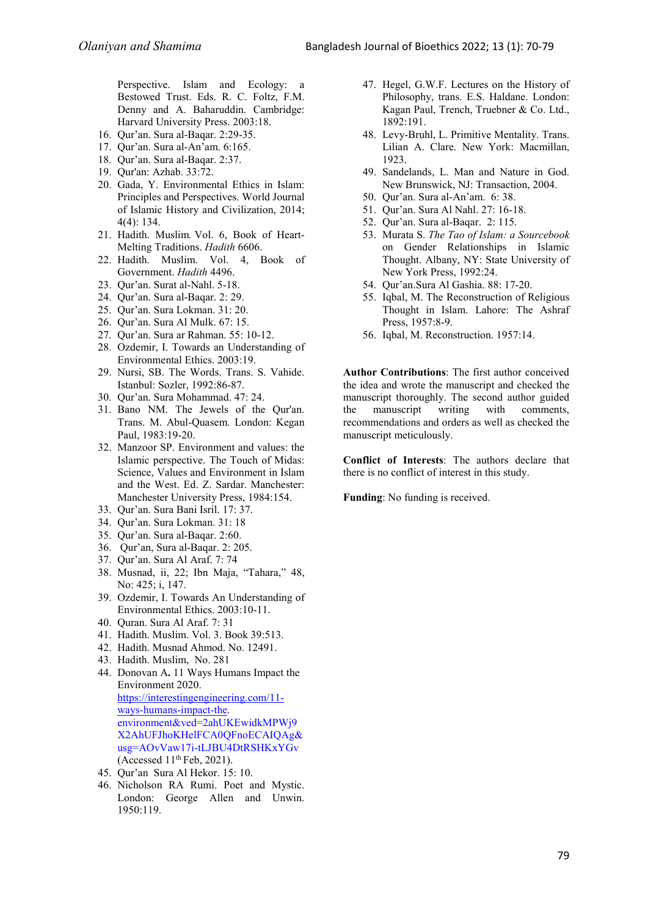Perspective. Islam and Ecology: a Bestowed Trust. Eds. R. C. Foltz, F.M. Denny and A. Baharuddin. Cambridge: Harvard University Press. 2003:18.

16. Qur'an. Sura al-Baqar. 2:29-35.
17. Qur'an. Sura al-An'am. 6:165.
18. Qur'an. Sura al-Baqar. 2:37.
19. Qur'an: Azhab. 33:72.
20. Gada, Y. Environmental Ethics in Islam: Principles and Perspectives. World Journal of Islamic History and Civilization, 2014; 4(4): 134.
21. Hadith. Muslim. Vol. 6, Book of Heart-Melting Traditions. *Hadith* 6606.
22. Hadith. Muslim. Vol. 4, Book of Government. *Hadith* 4496.
23. Qur'an. Surat al-Nahl. 5-18.
24. Qur'an. Sura al-Baqar. 2: 29.
25. Qur'an. Sura Lokman. 31: 20.
26. Qur'an. Sura Al Mulk. 67: 15.
27. Qur'an. Sura ar Rahman. 55: 10-12.
28. Ozdemir, I. Towards an Understanding of Environmental Ethics. 2003:19.
29. Nursi, SB. The Words. Trans. S. Vahide. Istanbul: Sozler, 1992:86-87.
30. Qur'an. Sura Mohammad. 47: 24.
31. Bano NM. The Jewels of the Qur'an. Trans. M. Abul-Quasem. London: Kegan Paul, 1983:19-20.
32. Manzoor SP. Environment and values: the Islamic perspective. The Touch of Midas: Science, Values and Environment in Islam and the West. Ed. Z. Sardar. Manchester: Manchester University Press, 1984:154.
33. Qur'an. Sura Bani Isril. 17: 37.
34. Qur'an. Sura Lokman. 31: 18
35. Qur'an. Sura al-Baqar. 2:60.
36. Qur'an, Sura al-Baqar. 2: 205.
37. Qur'an. Sura Al Araf. 7: 74
38. Musnad, ii, 22; Ibn Maja, "Tahara," 48, No: 425; i, 147.
39. Ozdemir, I. Towards An Understanding of Environmental Ethics. 2003:10-11.
40. Quran. Sura Al Araf. 7: 31
41. Hadith. Muslim. Vol. 3. Book 39:513.
42. Hadith. Musnad Ahmod. No. 12491.
43. Hadith. Muslim, No. 281
44. Donovan A**.** 11 Ways Humans Impact the Environment 2020. https://interestingengineering.com/11-ways-humans-impact-the. environment&ved=2ahUKEwidkMPWj9X2AhUFJhoKHelFCA0QFnoECAIQAg&usg=AOvVaw17i-tLJBU4DtRSHKxYGv (Accessed 11th Feb, 2021).
45. Qur'an Sura Al Hekor. 15: 10.
46. Nicholson RA Rumi. Poet and Mystic. London: George Allen and Unwin. 1950:119.
47. Hegel, G.W.F. Lectures on the History of Philosophy, trans. E.S. Haldane. London: Kagan Paul, Trench, Truebner & Co. Ltd., 1892:191.
48. Levy-Bruhl, L. Primitive Mentality. Trans. Lilian A. Clare. New York: Macmillan, 1923.
49. Sandelands, L. Man and Nature in God. New Brunswick, NJ: Transaction, 2004.
50. Qur'an. Sura al-An'am. 6: 38.
51. Qur'an. Sura Al Nahl. 27: 16-18.
52. Qur'an. Sura al-Baqar. 2: 115.
53. Murata S. *The Tao of Islam: a Sourcebook* on Gender Relationships in Islamic Thought. Albany, NY: State University of New York Press, 1992:24.
54. Qur'an.Sura Al Gashia. 88: 17-20.
55. Iqbal, M. The Reconstruction of Religious Thought in Islam. Lahore: The Ashraf Press, 1957:8-9.
56. Iqbal, M. Reconstruction. 1957:14.

**Author Contributions**: The first author conceived the idea and wrote the manuscript and checked the manuscript thoroughly. The second author guided the manuscript writing with comments, recommendations and orders as well as checked the manuscript meticulously.

**Conflict of Interests**: The authors declare that there is no conflict of interest in this study.

**Funding**: No funding is received.